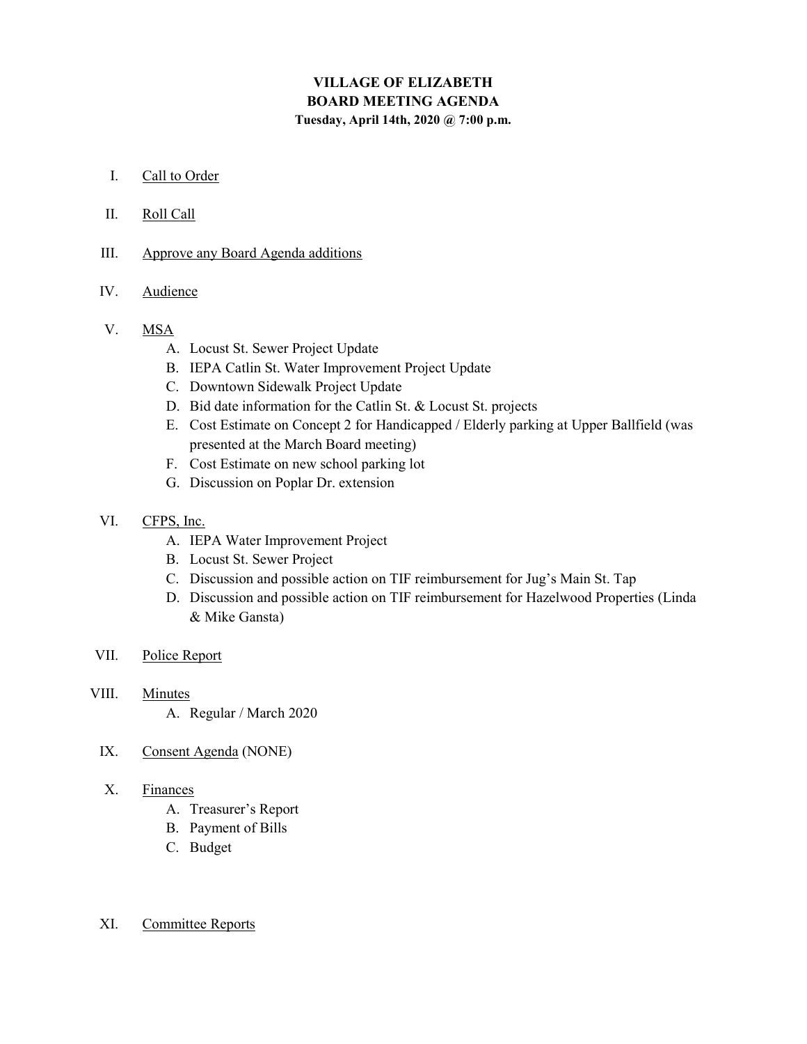# VILLAGE OF ELIZABETH
## BOARD MEETING AGENDA
**Tuesday, April 14th, 2020 @ 7:00 p.m.**

I. Call to Order

II. Roll Call

III. Approve any Board Agenda additions

IV. Audience

V. MSA
   - A. Locust St. Sewer Project Update
   - B. IEPA Catlin St. Water Improvement Project Update
   - C. Downtown Sidewalk Project Update
   - D. Bid date information for the Catlin St. & Locust St. projects
   - E. Cost Estimate on Concept 2 for Handicapped / Elderly parking at Upper Ballfield (was presented at the March Board meeting)
   - F. Cost Estimate on new school parking lot
   - G. Discussion on Poplar Dr. extension

VI. CFPS, Inc.
   - A. IEPA Water Improvement Project
   - B. Locust St. Sewer Project
   - C. Discussion and possible action on TIF reimbursement for Jug's Main St. Tap
   - D. Discussion and possible action on TIF reimbursement for Hazelwood Properties (Linda & Mike Gansta)

VII. Police Report

VIII. Minutes
   - A. Regular / March 2020

IX. Consent Agenda (NONE)

X. Finances
   - A. Treasurer's Report
   - B. Payment of Bills
   - C. Budget

XI. Committee Reports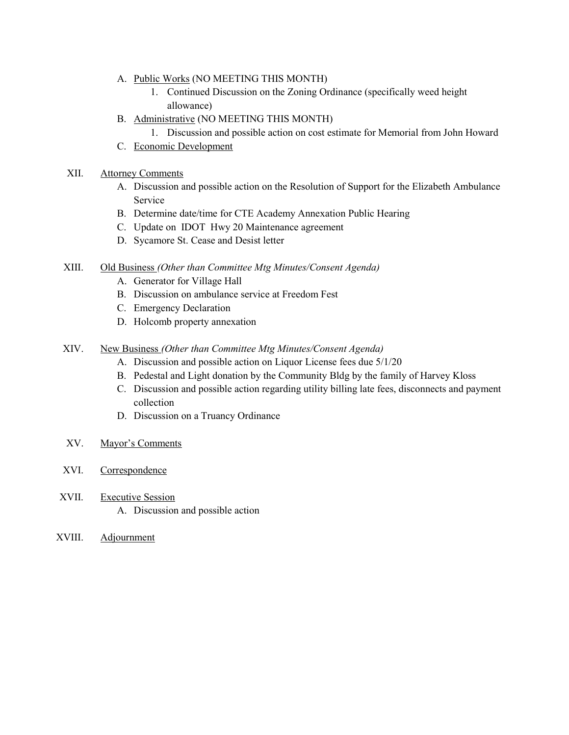A. Public Works (NO MEETING THIS MONTH)
   1. Continued Discussion on the Zoning Ordinance (specifically weed height allowance)
B. Administrative (NO MEETING THIS MONTH)
   1. Discussion and possible action on cost estimate for Memorial from John Howard
C. Economic Development

XII. Attorney Comments
   A. Discussion and possible action on the Resolution of Support for the Elizabeth Ambulance Service
   B. Determine date/time for CTE Academy Annexation Public Hearing
   C. Update on IDOT Hwy 20 Maintenance agreement
   D. Sycamore St. Cease and Desist letter

XIII. Old Business *(Other than Committee Mtg Minutes/Consent Agenda)*
   A. Generator for Village Hall
   B. Discussion on ambulance service at Freedom Fest
   C. Emergency Declaration
   D. Holcomb property annexation

XIV. New Business *(Other than Committee Mtg Minutes/Consent Agenda)*
   A. Discussion and possible action on Liquor License fees due 5/1/20
   B. Pedestal and Light donation by the Community Bldg by the family of Harvey Kloss
   C. Discussion and possible action regarding utility billing late fees, disconnects and payment collection
   D. Discussion on a Truancy Ordinance

XV. Mayor's Comments

XVI. Correspondence

XVII. Executive Session
   A. Discussion and possible action

XVIII. Adjournment